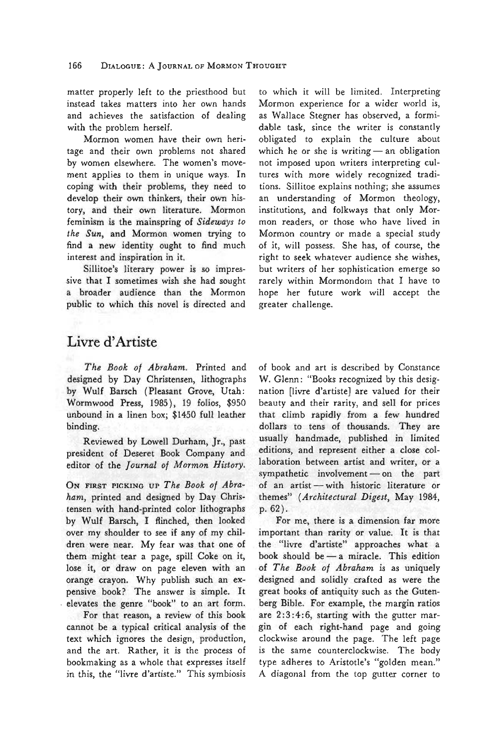matter properly left to the priesthood but instead takes matters into her own hands and achieves the satisfaction of dealing with the problem herself.

Mormon women have their own heritage and their own problems not shared by women elsewhere. The women's movement applies to them in unique ways. In coping with their problems, they need to develop their own thinkers, their own history, and their own literature. Mormon feminism is the mainspring of *Sideways to the Sun*, and Mormon women trying to find a new identity ought to find much interest and inspiration in it.

Sillitoe's literary power is so impressive that I sometimes wish she had sought a broader audience than the Mormon public to which this novel is directed and to which it will be limited. Interpreting Mormon experience for a wider world is, as Wallace Stegner has observed, a formidable task, since the writer is constantly obligated to explain the culture about which he or she is writing — an obligation not imposed upon writers interpreting cultures with more widely recognized traditions. Sillitoe explains nothing; she assumes an understanding of Mormon theology, institutions, and folkways that only Mormon readers, or those who have lived in Mormon country or made a special study of it, will possess. She has, of course, the right to seek whatever audience she wishes, but writers of her sophistication emerge so rarely within Mormondom that I have to hope her future work will accept the greater challenge.

## Livre d'Artiste

*The Book of Abraham.* Printed and designed by Day Christensen, lithographs by Wulf Barsch (Pleasant Grove, Utah: Wormwood Press, 1985), 19 folios, $950 unbound in a linen box; $1450 full leather binding.

Reviewed by Lowell Durham, Jr., past president of Deseret Book Company and editor of the *Journal of Mormon History.*

On first picking up *The Book of Abraham*, printed and designed by Day Christensen with hand-printed color lithographs by Wulf Barsch, I flinched, then looked over my shoulder to see if any of my children were near. My fear was that one of them might tear a page, spill Coke on it, lose it, or draw on page eleven with an orange crayon. Why publish such an expensive book? The answer is simple. It elevates the genre "book" to an art form.

For that reason, a review of this book cannot be a typical critical analysis of the text which ignores the design, production, and the art. Rather, it is the process of bookmaking as a whole that expresses itself in this, the "livre d'artiste." This symbiosis of book and art is described by Constance W. Glenn: "Books recognized by this designation [livre d'artiste] are valued for their beauty and their rarity, and sell for prices that climb rapidly from a few hundred dollars to tens of thousands. They are usually handmade, published in limited editions, and represent either a close collaboration between artist and writer, or a sympathetic involvement — on the part of an artist — with historic literature or themes" (*Architectural Digest*, May 1984, p. 62).

For me, there is a dimension far more important than rarity or value. It is that the "livre d'artiste" approaches what a book should be — a miracle. This edition of *The Book of Abraham* is as uniquely designed and solidly crafted as were the great books of antiquity such as the Gutenberg Bible. For example, the margin ratios are 2:3:4:6, starting with the gutter margin of each right-hand page and going clockwise around the page. The left page is the same counterclockwise. The body type adheres to Aristotle's "golden mean." A diagonal from the top gutter corner to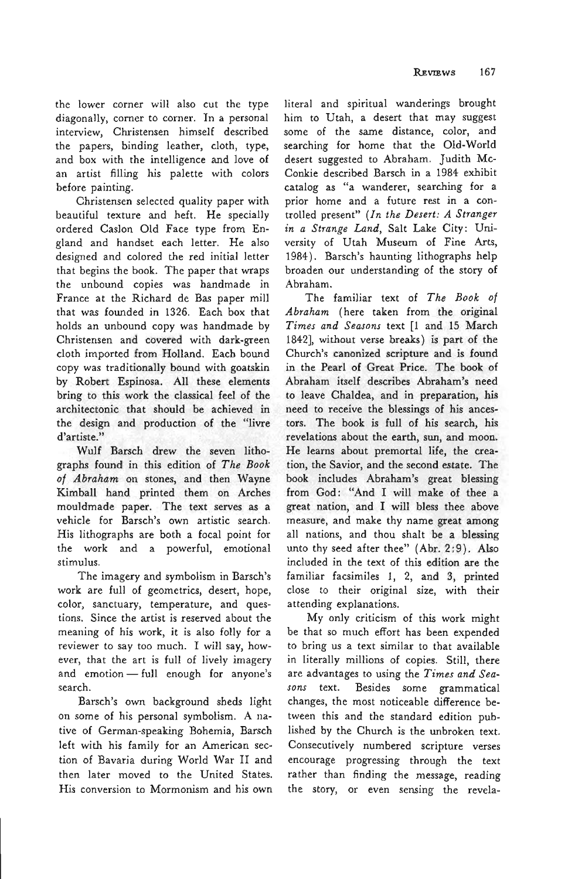the lower corner will also cut the type diagonally, corner to corner. In a personal interview, Christensen himself described the papers, binding leather, cloth, type, and box with the intelligence and love of an artist filling his palette with colors before painting.

Christensen selected quality paper with beautiful texture and heft. He specially ordered Caslon Old Face type from England and handset each letter. He also designed and colored the red initial letter that begins the book. The paper that wraps the unbound copies was handmade in France at the Richard de Bas paper mill that was founded in 1326. Each box that holds an unbound copy was handmade by Christensen and covered with dark-green cloth imported from Holland. Each bound copy was traditionally bound with goatskin by Robert Espinosa. All these elements bring to this work the classical feel of the architectonic that should be achieved in the design and production of the "livre d'artiste."

Wulf Barsch drew the seven lithographs found in this edition of *The Book of Abraham* on stones, and then Wayne Kimball hand printed them on Arches mouldmade paper. The text serves as a vehicle for Barsch's own artistic search. His lithographs are both a focal point for the work and a powerful, emotional stimulus.

The imagery and symbolism in Barsch's work are full of geometrics, desert, hope, color, sanctuary, temperature, and questions. Since the artist is reserved about the meaning of his work, it is also folly for a reviewer to say too much. I will say, however, that the art is full of lively imagery and emotion — full enough for anyone's search.

Barsch's own background sheds light on some of his personal symbolism. A native of German-speaking Bohemia, Barsch left with his family for an American section of Bavaria during World War II and then later moved to the United States. His conversion to Mormonism and his own literal and spiritual wanderings brought him to Utah, a desert that may suggest some of the same distance, color, and searching for home that the Old-World desert suggested to Abraham. Judith McConkie described Barsch in a 1984 exhibit catalog as "a wanderer, searching for a prior home and a future rest in a controlled present" (*In the Desert: A Stranger in a Strange Land*, Salt Lake City: University of Utah Museum of Fine Arts, 1984). Barsch's haunting lithographs help broaden our understanding of the story of Abraham.

The familiar text of *The Book of Abraham* (here taken from the original *Times and Seasons* text [1 and 15 March 1842], without verse breaks) is part of the Church's canonized scripture and is found in the Pearl of Great Price. The book of Abraham itself describes Abraham's need to leave Chaldea, and in preparation, his need to receive the blessings of his ancestors. The book is full of his search, his revelations about the earth, sun, and moon. He learns about premortal life, the creation, the Savior, and the second estate. The book includes Abraham's great blessing from God: "And I will make of thee a great nation, and I will bless thee above measure, and make thy name great among all nations, and thou shalt be a blessing unto thy seed after thee" (Abr. 2:9). Also included in the text of this edition are the familiar facsimiles 1, 2, and 3, printed close to their original size, with their attending explanations.

My only criticism of this work might be that so much effort has been expended to bring us a text similar to that available in literally millions of copies. Still, there are advantages to using the *Times and Seasons* text. Besides some grammatical changes, the most noticeable difference between this and the standard edition published by the Church is the unbroken text. Consecutively numbered scripture verses encourage progressing through the text rather than finding the message, reading the story, or even sensing the revela-